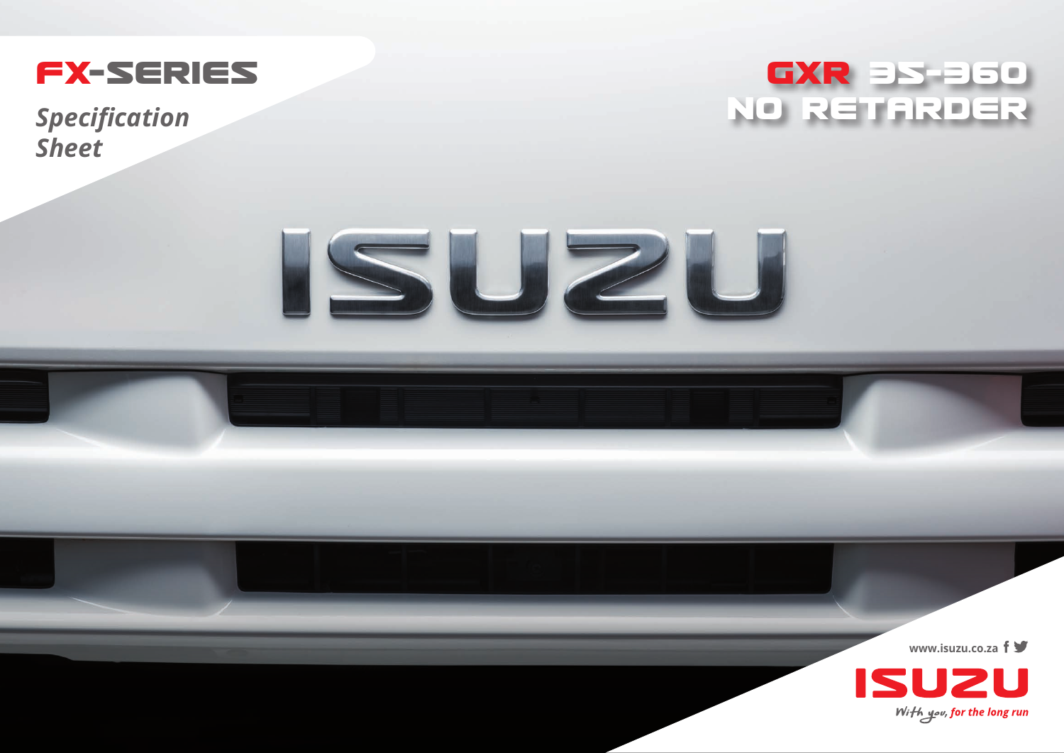# FX-SERIES

*Specification Sheet*

# GXR 35-360 NO RETARDER

ISUZU

www.isuzu.co.za

ISUZU

*With you, for the long run*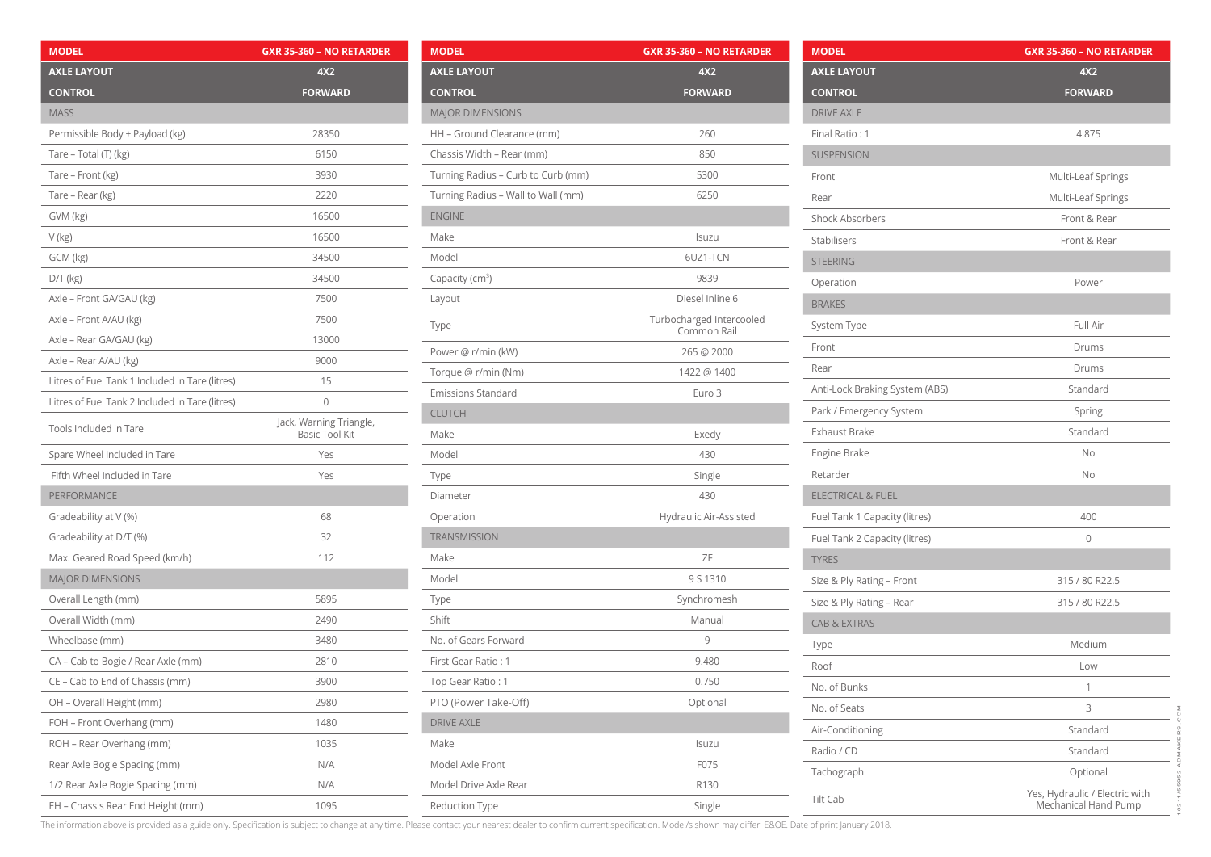| MODEL | GXR 35-360 – NO RETARDER |
|---|---|
| AXLE LAYOUT | 4X2 |
| CONTROL | FORWARD |
| MASS | |
| Permissible Body + Payload (kg) | 28350 |
| Tare – Total (T) (kg) | 6150 |
| Tare – Front (kg) | 3930 |
| Tare – Rear (kg) | 2220 |
| GVM (kg) | 16500 |
| V (kg) | 16500 |
| GCM (kg) | 34500 |
| D/T (kg) | 34500 |
| Axle – Front GA/GAU (kg) | 7500 |
| Axle – Front A/AU (kg) | 7500 |
| Axle – Rear GA/GAU (kg) | 13000 |
| Axle – Rear A/AU (kg) | 9000 |
| Litres of Fuel Tank 1 Included in Tare (litres) | 15 |
| Litres of Fuel Tank 2 Included in Tare (litres) | 0 |
| Tools Included in Tare | Jack, Warning Triangle, Basic Tool Kit |
| Spare Wheel Included in Tare | Yes |
| Fifth Wheel Included in Tare | Yes |
| PERFORMANCE | |
| Gradeability at V (%) | 68 |
| Gradeability at D/T (%) | 32 |
| Max. Geared Road Speed (km/h) | 112 |
| MAJOR DIMENSIONS | |
| Overall Length (mm) | 5895 |
| Overall Width (mm) | 2490 |
| Wheelbase (mm) | 3480 |
| CA – Cab to Bogie / Rear Axle (mm) | 2810 |
| CE – Cab to End of Chassis (mm) | 3900 |
| OH – Overall Height (mm) | 2980 |
| FOH – Front Overhang (mm) | 1480 |
| ROH – Rear Overhang (mm) | 1035 |
| Rear Axle Bogie Spacing (mm) | N/A |
| 1/2 Rear Axle Bogie Spacing (mm) | N/A |
| EH – Chassis Rear End Height (mm) | 1095 |

| MODEL | GXR 35-360 – NO RETARDER |
|---|---|
| AXLE LAYOUT | 4X2 |
| CONTROL | FORWARD |
| MAJOR DIMENSIONS | |
| HH – Ground Clearance (mm) | 260 |
| Chassis Width – Rear (mm) | 850 |
| Turning Radius – Curb to Curb (mm) | 5300 |
| Turning Radius – Wall to Wall (mm) | 6250 |
| ENGINE | |
| Make | Isuzu |
| Model | 6UZ1-TCN |
| Capacity (cm$^3$) | 9839 |
| Layout | Diesel Inline 6 |
| Type | Turbocharged Intercooled Common Rail |
| Power @ r/min (kW) | 265 @ 2000 |
| Torque @ r/min (Nm) | 1422 @ 1400 |
| Emissions Standard | Euro 3 |
| CLUTCH | |
| Make | Exedy |
| Model | 430 |
| Type | Single |
| Diameter | 430 |
| Operation | Hydraulic Air-Assisted |
| TRANSMISSION | |
| Make | ZF |
| Model | 9 S 1310 |
| Type | Synchromesh |
| Shift | Manual |
| No. of Gears Forward | 9 |
| First Gear Ratio : 1 | 9.480 |
| Top Gear Ratio : 1 | 0.750 |
| PTO (Power Take-Off) | Optional |
| DRIVE AXLE | |
| Make | Isuzu |
| Model Axle Front | F075 |
| Model Drive Axle Rear | R130 |
| Reduction Type | Single |

| MODEL | GXR 35-360 – NO RETARDER |
|---|---|
| AXLE LAYOUT | 4X2 |
| CONTROL | FORWARD |
| DRIVE AXLE | |
| Final Ratio : 1 | 4.875 |
| SUSPENSION | |
| Front | Multi-Leaf Springs |
| Rear | Multi-Leaf Springs |
| Shock Absorbers | Front & Rear |
| Stabilisers | Front & Rear |
| STEERING | |
| Operation | Power |
| BRAKES | |
| System Type | Full Air |
| Front | Drums |
| Rear | Drums |
| Anti-Lock Braking System (ABS) | Standard |
| Park / Emergency System | Spring |
| Exhaust Brake | Standard |
| Engine Brake | No |
| Retarder | No |
| ELECTRICAL & FUEL | |
| Fuel Tank 1 Capacity (litres) | 400 |
| Fuel Tank 2 Capacity (litres) | 0 |
| TYRES | |
| Size & Ply Rating – Front | 315 / 80 R22.5 |
| Size & Ply Rating – Rear | 315 / 80 R22.5 |
| CAB & EXTRAS | |
| Type | Medium |
| Roof | Low |
| No. of Bunks | 1 |
| No. of Seats | 3 |
| Air-Conditioning | Standard |
| Radio / CD | Standard |
| Tachograph | Optional |
| Tilt Cab | Yes, Hydraulic / Electric with Mechanical Hand Pump |

The information above is provided as a guide only. Specification is subject to change at any time. Please contact your nearest dealer to confirm current specification. Model/s shown may differ. E&OE. Date of print January 2018.